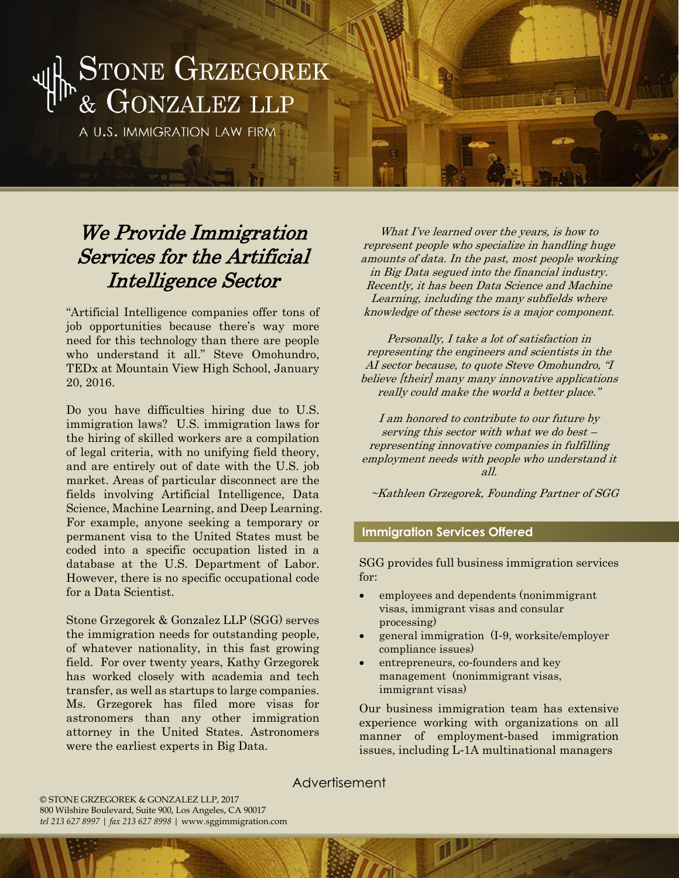# Stone Grzegorek & Gonzalez LLP

A U.S. IMMIGRATION LAW FIRM

## *We Provide Immigration Services for the Artificial Intelligence Sector*

"Artificial Intelligence companies offer tons of job opportunities because there's way more need for this technology than there are people who understand it all." Steve Omohundro, TEDx at Mountain View High School, January 20, 2016.

Do you have difficulties hiring due to U.S. immigration laws? U.S. immigration laws for the hiring of skilled workers are a compilation of legal criteria, with no unifying field theory, and are entirely out of date with the U.S. job market. Areas of particular disconnect are the fields involving Artificial Intelligence, Data Science, Machine Learning, and Deep Learning. For example, anyone seeking a temporary or permanent visa to the United States must be coded into a specific occupation listed in a database at the U.S. Department of Labor. However, there is no specific occupational code for a Data Scientist.

Stone Grzegorek & Gonzalez LLP (SGG) serves the immigration needs for outstanding people, of whatever nationality, in this fast growing field. For over twenty years, Kathy Grzegorek has worked closely with academia and tech transfer, as well as startups to large companies. Ms. Grzegorek has filed more visas for astronomers than any other immigration attorney in the United States. Astronomers were the earliest experts in Big Data.

*What I've learned over the years, is how to represent people who specialize in handling huge amounts of data. In the past, most people working in Big Data segued into the financial industry. Recently, it has been Data Science and Machine Learning, including the many subfields where knowledge of these sectors is a major component.*

*Personally, I take a lot of satisfaction in representing the engineers and scientists in the AI sector because, to quote Steve Omohundro, "I believe [their] many many innovative applications really could make the world a better place."*

*I am honored to contribute to our future by serving this sector with what we do best – representing innovative companies in fulfilling employment needs with people who understand it all.*

*~Kathleen Grzegorek, Founding Partner of SGG*

### Immigration Services Offered

SGG provides full business immigration services for:

- employees and dependents (nonimmigrant visas, immigrant visas and consular processing)
- general immigration (I-9, worksite/employer compliance issues)
- entrepreneurs, co-founders and key management (nonimmigrant visas, immigrant visas)

Our business immigration team has extensive experience working with organizations on all manner of employment-based immigration issues, including L-1A multinational managers

Advertisement

© STONE GRZEGOREK & GONZALEZ LLP, 2017
800 Wilshire Boulevard, Suite 900, Los Angeles, CA 90017
*tel 213 627 8997 | fax 213 627 8998* | www.sggimmigration.com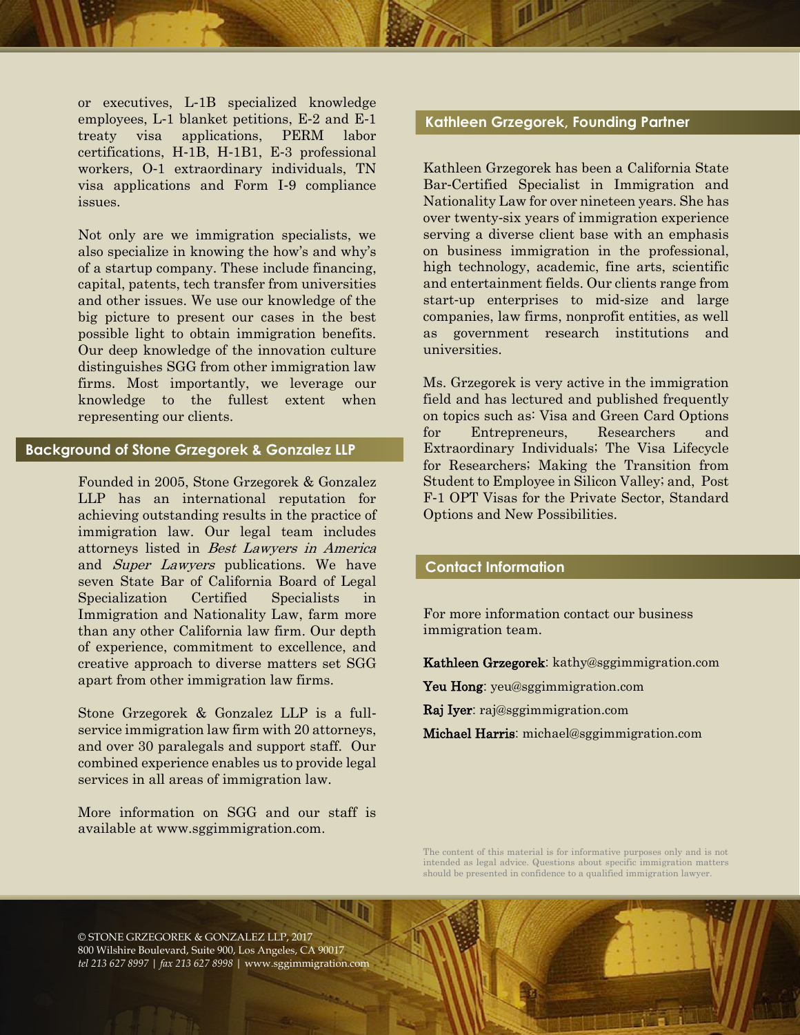or executives, L-1B specialized knowledge employees, L-1 blanket petitions, E-2 and E-1 treaty visa applications, PERM labor certifications, H-1B, H-1B1, E-3 professional workers, O-1 extraordinary individuals, TN visa applications and Form I-9 compliance issues.

Not only are we immigration specialists, we also specialize in knowing the how's and why's of a startup company. These include financing, capital, patents, tech transfer from universities and other issues. We use our knowledge of the big picture to present our cases in the best possible light to obtain immigration benefits. Our deep knowledge of the innovation culture distinguishes SGG from other immigration law firms. Most importantly, we leverage our knowledge to the fullest extent when representing our clients.

## Background of Stone Grzegorek & Gonzalez LLP

Founded in 2005, Stone Grzegorek & Gonzalez LLP has an international reputation for achieving outstanding results in the practice of immigration law. Our legal team includes attorneys listed in *Best Lawyers in America* and *Super Lawyers* publications. We have seven State Bar of California Board of Legal Specialization Certified Specialists in Immigration and Nationality Law, farm more than any other California law firm. Our depth of experience, commitment to excellence, and creative approach to diverse matters set SGG apart from other immigration law firms.

Stone Grzegorek & Gonzalez LLP is a full-service immigration law firm with 20 attorneys, and over 30 paralegals and support staff. Our combined experience enables us to provide legal services in all areas of immigration law.

More information on SGG and our staff is available at www.sggimmigration.com.

## Kathleen Grzegorek, Founding Partner

Kathleen Grzegorek has been a California State Bar-Certified Specialist in Immigration and Nationality Law for over nineteen years. She has over twenty-six years of immigration experience serving a diverse client base with an emphasis on business immigration in the professional, high technology, academic, fine arts, scientific and entertainment fields. Our clients range from start-up enterprises to mid-size and large companies, law firms, nonprofit entities, as well as government research institutions and universities.

Ms. Grzegorek is very active in the immigration field and has lectured and published frequently on topics such as: Visa and Green Card Options for Entrepreneurs, Researchers and Extraordinary Individuals; The Visa Lifecycle for Researchers; Making the Transition from Student to Employee in Silicon Valley; and, Post F-1 OPT Visas for the Private Sector, Standard Options and New Possibilities.

## Contact Information

For more information contact our business immigration team.

**Kathleen Grzegorek**: kathy@sggimmigration.com

**Yeu Hong**: yeu@sggimmigration.com

**Raj Iyer**: raj@sggimmigration.com

**Michael Harris**: michael@sggimmigration.com

The content of this material is for informative purposes only and is not intended as legal advice. Questions about specific immigration matters should be presented in confidence to a qualified immigration lawyer.

© STONE GRZEGOREK & GONZALEZ LLP, 2017
800 Wilshire Boulevard, Suite 900, Los Angeles, CA 90017
*tel 213 627 8997* | *fax 213 627 8998* | www.sggimmigration.com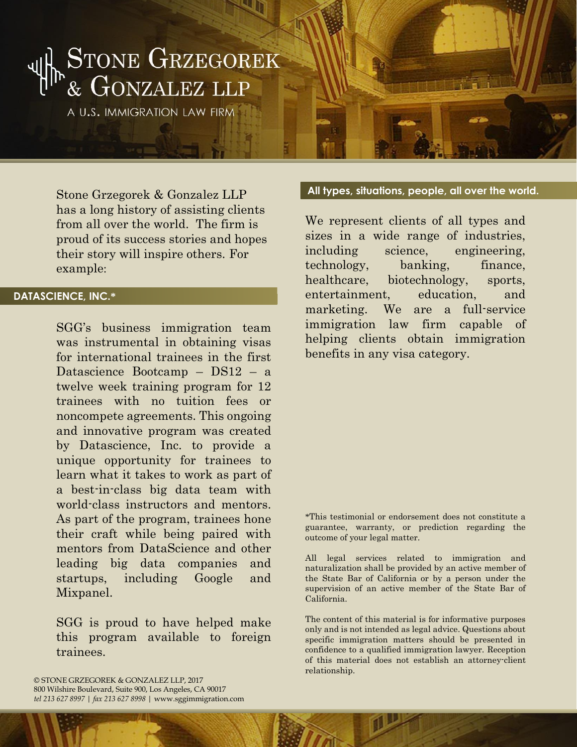# STONE GRZEGOREK & GONZALEZ LLP

A U.S. IMMIGRATION LAW FIRM

Stone Grzegorek & Gonzalez LLP has a long history of assisting clients from all over the world. The firm is proud of its success stories and hopes their story will inspire others. For example:

## DATASCIENCE, INC.*

SGG's business immigration team was instrumental in obtaining visas for international trainees in the first Datascience Bootcamp – DS12 – a twelve week training program for 12 trainees with no tuition fees or noncompete agreements. This ongoing and innovative program was created by Datascience, Inc. to provide a unique opportunity for trainees to learn what it takes to work as part of a best-in-class big data team with world-class instructors and mentors. As part of the program, trainees hone their craft while being paired with mentors from DataScience and other leading big data companies and startups, including Google and Mixpanel.

SGG is proud to have helped make this program available to foreign trainees.

## All types, situations, people, all over the world.

We represent clients of all types and sizes in a wide range of industries, including science, engineering, technology, banking, finance, healthcare, biotechnology, sports, entertainment, education, and marketing. We are a full-service immigration law firm capable of helping clients obtain immigration benefits in any visa category.

*This testimonial or endorsement does not constitute a guarantee, warranty, or prediction regarding the outcome of your legal matter.

All legal services related to immigration and naturalization shall be provided by an active member of the State Bar of California or by a person under the supervision of an active member of the State Bar of California.

The content of this material is for informative purposes only and is not intended as legal advice. Questions about specific immigration matters should be presented in confidence to a qualified immigration lawyer. Reception of this material does not establish an attorney-client relationship.

© STONE GRZEGOREK & GONZALEZ LLP, 2017
800 Wilshire Boulevard, Suite 900, Los Angeles, CA 90017
*tel 213 627 8997 | fax 213 627 8998* | www.sggimmigration.com